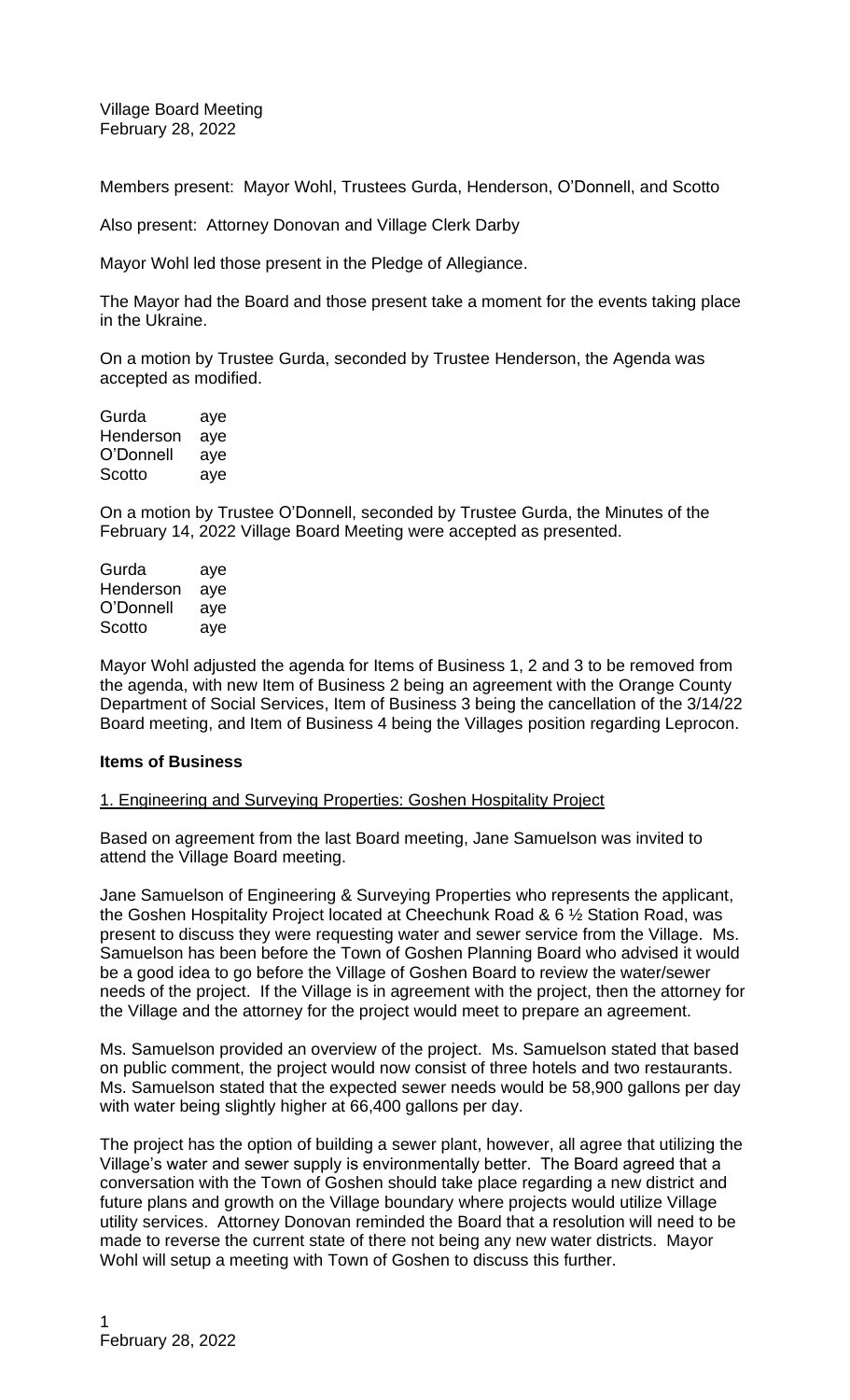Village Board Meeting
February 28, 2022

Members present: Mayor Wohl, Trustees Gurda, Henderson, O'Donnell, and Scotto

Also present: Attorney Donovan and Village Clerk Darby

Mayor Wohl led those present in the Pledge of Allegiance.

The Mayor had the Board and those present take a moment for the events taking place in the Ukraine.

On a motion by Trustee Gurda, seconded by Trustee Henderson, the Agenda was accepted as modified.

| | |
|---|---|
| Gurda | aye |
| Henderson | aye |
| O'Donnell | aye |
| Scotto | aye |

On a motion by Trustee O'Donnell, seconded by Trustee Gurda, the Minutes of the February 14, 2022 Village Board Meeting were accepted as presented.

| | |
|---|---|
| Gurda | aye |
| Henderson | aye |
| O'Donnell | aye |
| Scotto | aye |

Mayor Wohl adjusted the agenda for Items of Business 1, 2 and 3 to be removed from the agenda, with new Item of Business 2 being an agreement with the Orange County Department of Social Services, Item of Business 3 being the cancellation of the 3/14/22 Board meeting, and Item of Business 4 being the Villages position regarding Leprocon.

**Items of Business**

1. Engineering and Surveying Properties: Goshen Hospitality Project

Based on agreement from the last Board meeting, Jane Samuelson was invited to attend the Village Board meeting.

Jane Samuelson of Engineering & Surveying Properties who represents the applicant, the Goshen Hospitality Project located at Cheechunk Road & 6 ½ Station Road, was present to discuss they were requesting water and sewer service from the Village. Ms. Samuelson has been before the Town of Goshen Planning Board who advised it would be a good idea to go before the Village of Goshen Board to review the water/sewer needs of the project. If the Village is in agreement with the project, then the attorney for the Village and the attorney for the project would meet to prepare an agreement.

Ms. Samuelson provided an overview of the project. Ms. Samuelson stated that based on public comment, the project would now consist of three hotels and two restaurants. Ms. Samuelson stated that the expected sewer needs would be 58,900 gallons per day with water being slightly higher at 66,400 gallons per day.

The project has the option of building a sewer plant, however, all agree that utilizing the Village's water and sewer supply is environmentally better. The Board agreed that a conversation with the Town of Goshen should take place regarding a new district and future plans and growth on the Village boundary where projects would utilize Village utility services. Attorney Donovan reminded the Board that a resolution will need to be made to reverse the current state of there not being any new water districts. Mayor Wohl will setup a meeting with Town of Goshen to discuss this further.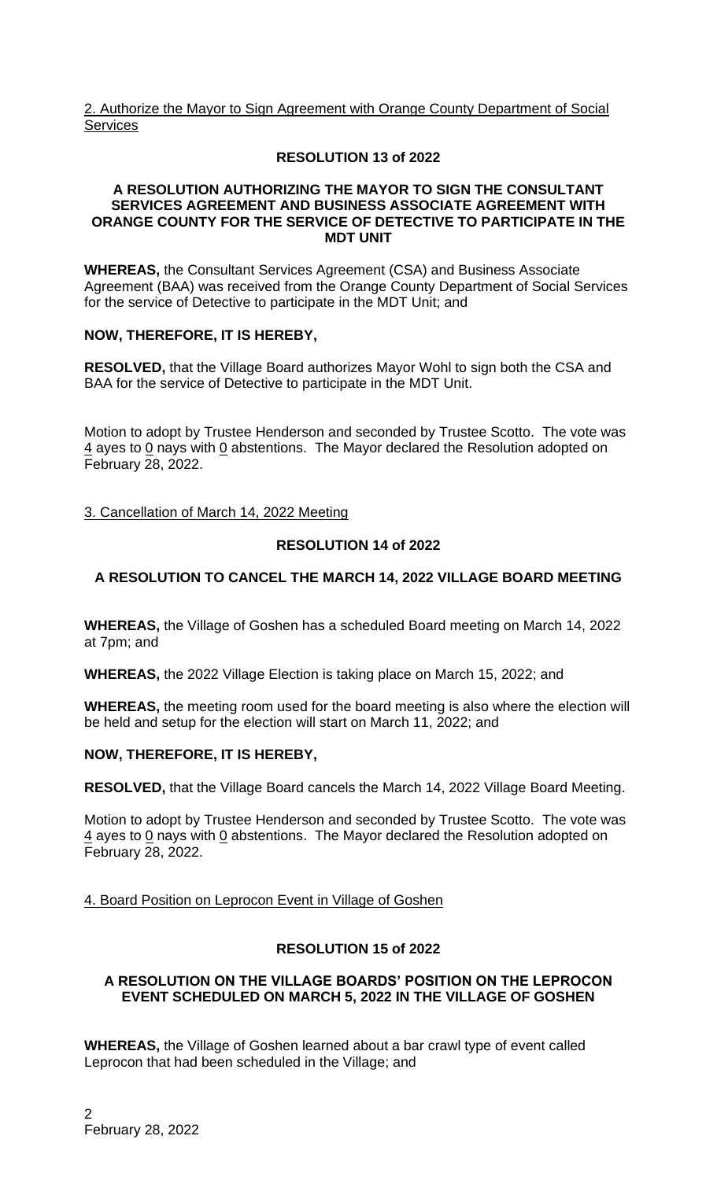2. Authorize the Mayor to Sign Agreement with Orange County Department of Social Services

**RESOLUTION 13 of 2022**

**A RESOLUTION AUTHORIZING THE MAYOR TO SIGN THE CONSULTANT SERVICES AGREEMENT AND BUSINESS ASSOCIATE AGREEMENT WITH ORANGE COUNTY FOR THE SERVICE OF DETECTIVE TO PARTICIPATE IN THE MDT UNIT**

**WHEREAS,** the Consultant Services Agreement (CSA) and Business Associate Agreement (BAA) was received from the Orange County Department of Social Services for the service of Detective to participate in the MDT Unit; and

**NOW, THEREFORE, IT IS HEREBY,**

**RESOLVED,** that the Village Board authorizes Mayor Wohl to sign both the CSA and BAA for the service of Detective to participate in the MDT Unit.

Motion to adopt by Trustee Henderson and seconded by Trustee Scotto. The vote was 4 ayes to 0 nays with 0 abstentions. The Mayor declared the Resolution adopted on February 28, 2022.

3. Cancellation of March 14, 2022 Meeting

**RESOLUTION 14 of 2022**

**A RESOLUTION TO CANCEL THE MARCH 14, 2022 VILLAGE BOARD MEETING**

**WHEREAS,** the Village of Goshen has a scheduled Board meeting on March 14, 2022 at 7pm; and

**WHEREAS,** the 2022 Village Election is taking place on March 15, 2022; and

**WHEREAS,** the meeting room used for the board meeting is also where the election will be held and setup for the election will start on March 11, 2022; and

**NOW, THEREFORE, IT IS HEREBY,**

**RESOLVED,** that the Village Board cancels the March 14, 2022 Village Board Meeting.

Motion to adopt by Trustee Henderson and seconded by Trustee Scotto. The vote was 4 ayes to 0 nays with 0 abstentions. The Mayor declared the Resolution adopted on February 28, 2022.

4. Board Position on Leprocon Event in Village of Goshen

**RESOLUTION 15 of 2022**

**A RESOLUTION ON THE VILLAGE BOARDS' POSITION ON THE LEPROCON EVENT SCHEDULED ON MARCH 5, 2022 IN THE VILLAGE OF GOSHEN**

**WHEREAS,** the Village of Goshen learned about a bar crawl type of event called Leprocon that had been scheduled in the Village; and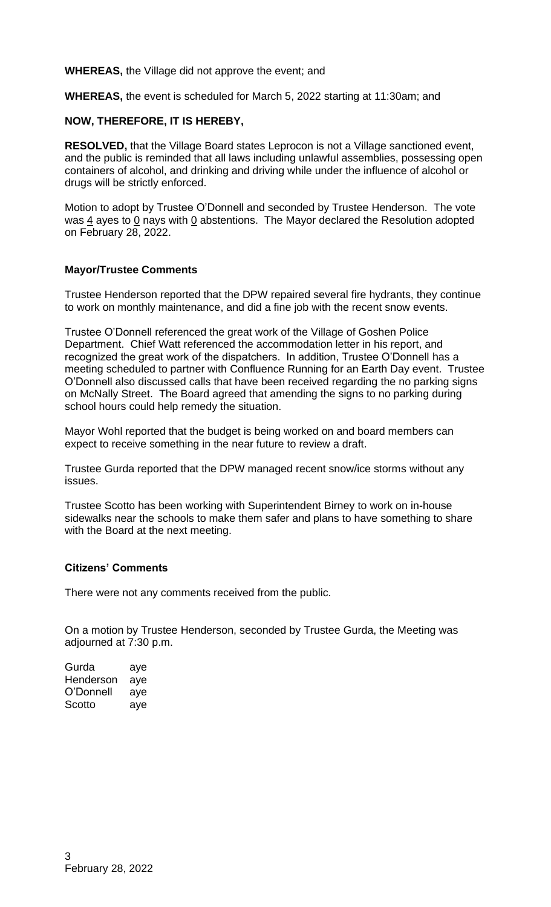**WHEREAS,** the Village did not approve the event; and

**WHEREAS,** the event is scheduled for March 5, 2022 starting at 11:30am; and

**NOW, THEREFORE, IT IS HEREBY,**

**RESOLVED,** that the Village Board states Leprocon is not a Village sanctioned event, and the public is reminded that all laws including unlawful assemblies, possessing open containers of alcohol, and drinking and driving while under the influence of alcohol or drugs will be strictly enforced.

Motion to adopt by Trustee O'Donnell and seconded by Trustee Henderson. The vote was 4 ayes to 0 nays with 0 abstentions. The Mayor declared the Resolution adopted on February 28, 2022.

**Mayor/Trustee Comments**

Trustee Henderson reported that the DPW repaired several fire hydrants, they continue to work on monthly maintenance, and did a fine job with the recent snow events.

Trustee O'Donnell referenced the great work of the Village of Goshen Police Department. Chief Watt referenced the accommodation letter in his report, and recognized the great work of the dispatchers. In addition, Trustee O'Donnell has a meeting scheduled to partner with Confluence Running for an Earth Day event. Trustee O'Donnell also discussed calls that have been received regarding the no parking signs on McNally Street. The Board agreed that amending the signs to no parking during school hours could help remedy the situation.

Mayor Wohl reported that the budget is being worked on and board members can expect to receive something in the near future to review a draft.

Trustee Gurda reported that the DPW managed recent snow/ice storms without any issues.

Trustee Scotto has been working with Superintendent Birney to work on in-house sidewalks near the schools to make them safer and plans to have something to share with the Board at the next meeting.

**Citizens' Comments**

There were not any comments received from the public.

On a motion by Trustee Henderson, seconded by Trustee Gurda, the Meeting was adjourned at 7:30 p.m.

| | |
|---|---|
| Gurda | aye |
| Henderson | aye |
| O'Donnell | aye |
| Scotto | aye |